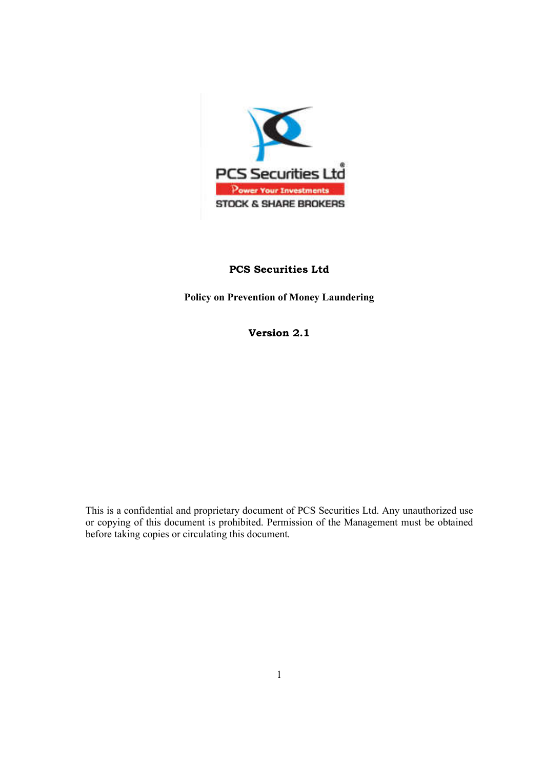**PCS Securities Ltd**

**Policy on Prevention of Money Laundering**

**Version 2.1**

This is a confidential and proprietary document of PCS Securities Ltd. Any unauthorized use or copying of this document is prohibited. Permission of the Management must be obtained before taking copies or circulating this document.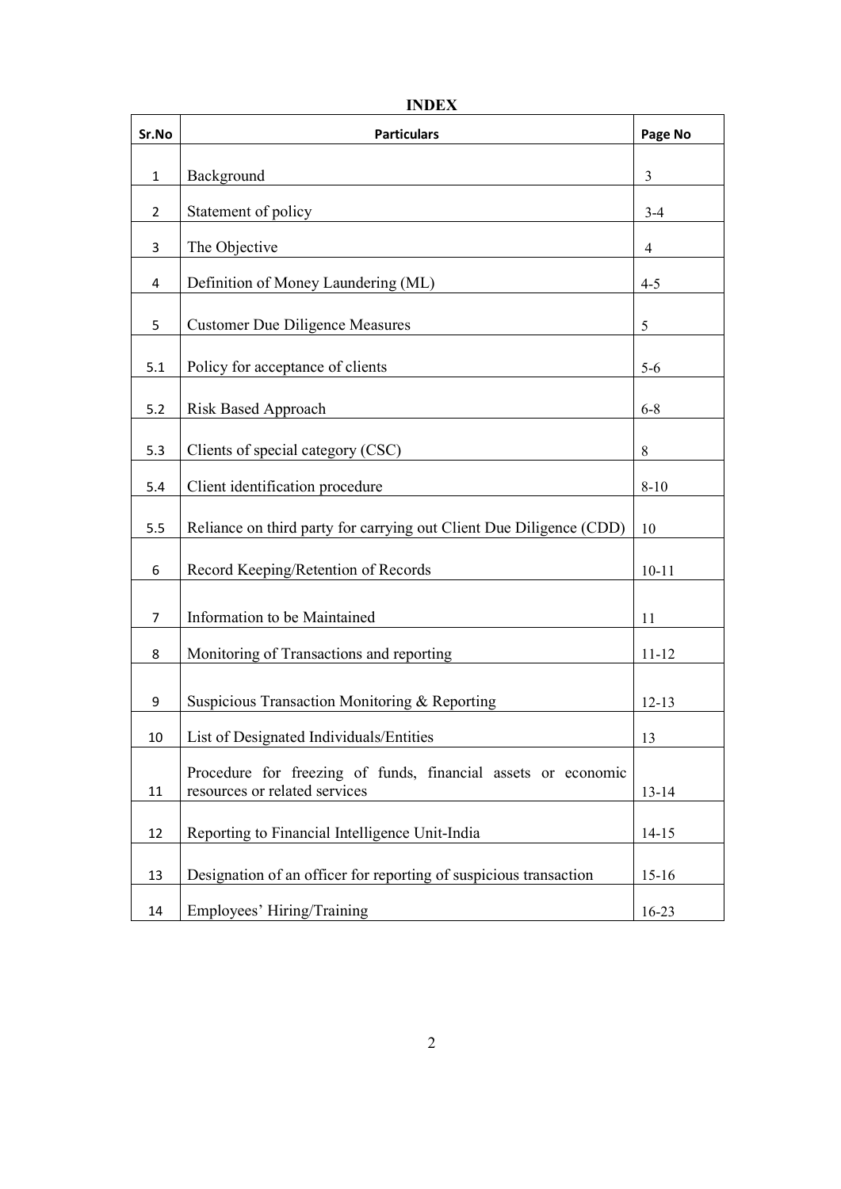# INDEX

| Sr.No | Particulars | Page No |
|---|---|---|
| 1 | Background | 3 |
| 2 | Statement of policy | 3-4 |
| 3 | The Objective | 4 |
| 4 | Definition of Money Laundering (ML) | 4-5 |
| 5 | Customer Due Diligence Measures | 5 |
| 5.1 | Policy for acceptance of clients | 5-6 |
| 5.2 | Risk Based Approach | 6-8 |
| 5.3 | Clients of special category (CSC) | 8 |
| 5.4 | Client identification procedure | 8-10 |
| 5.5 | Reliance on third party for carrying out Client Due Diligence (CDD) | 10 |
| 6 | Record Keeping/Retention of Records | 10-11 |
| 7 | Information to be Maintained | 11 |
| 8 | Monitoring of Transactions and reporting | 11-12 |
| 9 | Suspicious Transaction Monitoring & Reporting | 12-13 |
| 10 | List of Designated Individuals/Entities | 13 |
| 11 | Procedure for freezing of funds, financial assets or economic resources or related services | 13-14 |
| 12 | Reporting to Financial Intelligence Unit-India | 14-15 |
| 13 | Designation of an officer for reporting of suspicious transaction | 15-16 |
| 14 | Employees' Hiring/Training | 16-23 |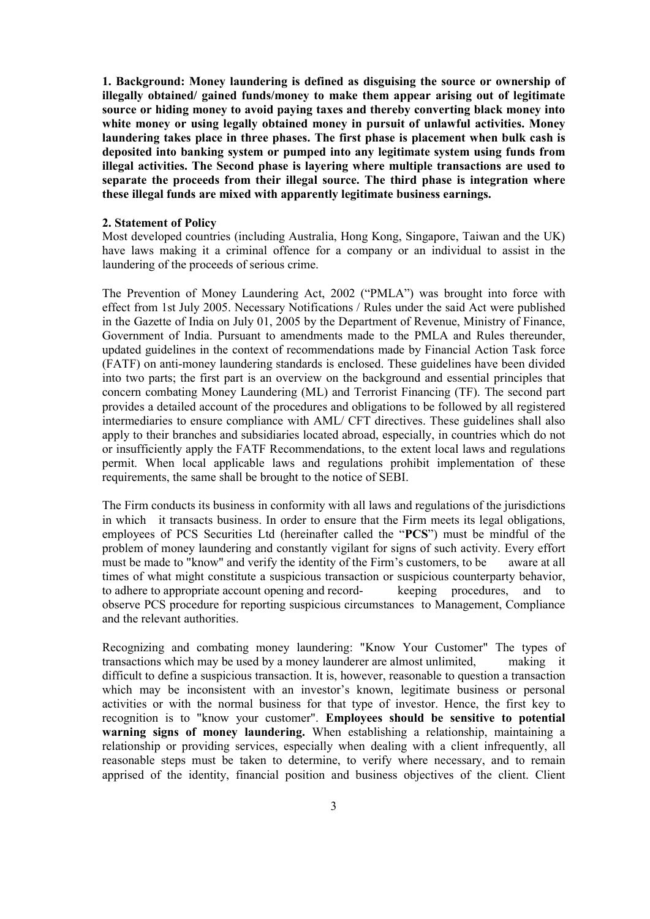**1. Background: Money laundering is defined as disguising the source or ownership of illegally obtained/ gained funds/money to make them appear arising out of legitimate source or hiding money to avoid paying taxes and thereby converting black money into white money or using legally obtained money in pursuit of unlawful activities. Money laundering takes place in three phases. The first phase is placement when bulk cash is deposited into banking system or pumped into any legitimate system using funds from illegal activities. The Second phase is layering where multiple transactions are used to separate the proceeds from their illegal source. The third phase is integration where these illegal funds are mixed with apparently legitimate business earnings.**

**2. Statement of Policy**

Most developed countries (including Australia, Hong Kong, Singapore, Taiwan and the UK) have laws making it a criminal offence for a company or an individual to assist in the laundering of the proceeds of serious crime.

The Prevention of Money Laundering Act, 2002 ("PMLA") was brought into force with effect from 1st July 2005. Necessary Notifications / Rules under the said Act were published in the Gazette of India on July 01, 2005 by the Department of Revenue, Ministry of Finance, Government of India. Pursuant to amendments made to the PMLA and Rules thereunder, updated guidelines in the context of recommendations made by Financial Action Task force (FATF) on anti-money laundering standards is enclosed. These guidelines have been divided into two parts; the first part is an overview on the background and essential principles that concern combating Money Laundering (ML) and Terrorist Financing (TF). The second part provides a detailed account of the procedures and obligations to be followed by all registered intermediaries to ensure compliance with AML/ CFT directives. These guidelines shall also apply to their branches and subsidiaries located abroad, especially, in countries which do not or insufficiently apply the FATF Recommendations, to the extent local laws and regulations permit. When local applicable laws and regulations prohibit implementation of these requirements, the same shall be brought to the notice of SEBI.

The Firm conducts its business in conformity with all laws and regulations of the jurisdictions in which it transacts business. In order to ensure that the Firm meets its legal obligations, employees of PCS Securities Ltd (hereinafter called the "**PCS**") must be mindful of the problem of money laundering and constantly vigilant for signs of such activity. Every effort must be made to "know" and verify the identity of the Firm's customers, to be aware at all times of what might constitute a suspicious transaction or suspicious counterparty behavior, to adhere to appropriate account opening and record- keeping procedures, and to observe PCS procedure for reporting suspicious circumstances to Management, Compliance and the relevant authorities.

Recognizing and combating money laundering: "Know Your Customer" The types of transactions which may be used by a money launderer are almost unlimited, making it difficult to define a suspicious transaction. It is, however, reasonable to question a transaction which may be inconsistent with an investor's known, legitimate business or personal activities or with the normal business for that type of investor. Hence, the first key to recognition is to "know your customer". **Employees should be sensitive to potential warning signs of money laundering.** When establishing a relationship, maintaining a relationship or providing services, especially when dealing with a client infrequently, all reasonable steps must be taken to determine, to verify where necessary, and to remain apprised of the identity, financial position and business objectives of the client. Client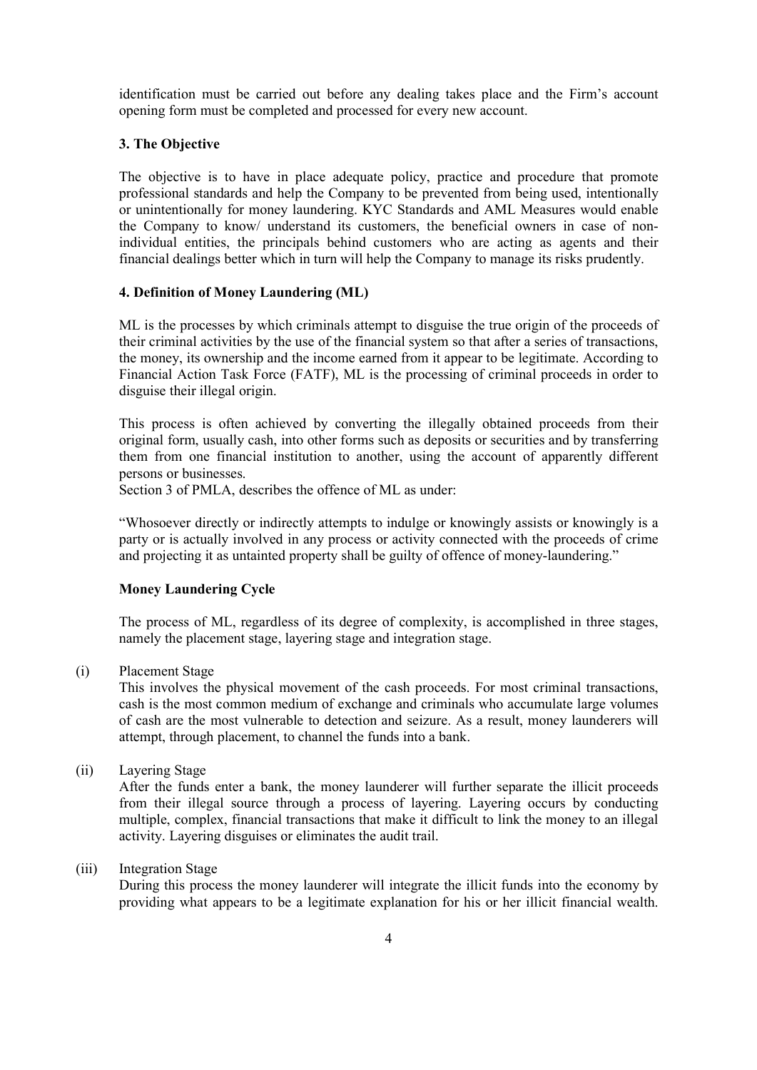identification must be carried out before any dealing takes place and the Firm's account opening form must be completed and processed for every new account.

### 3. The Objective

The objective is to have in place adequate policy, practice and procedure that promote professional standards and help the Company to be prevented from being used, intentionally or unintentionally for money laundering. KYC Standards and AML Measures would enable the Company to know/ understand its customers, the beneficial owners in case of non-individual entities, the principals behind customers who are acting as agents and their financial dealings better which in turn will help the Company to manage its risks prudently.

### 4. Definition of Money Laundering (ML)

ML is the processes by which criminals attempt to disguise the true origin of the proceeds of their criminal activities by the use of the financial system so that after a series of transactions, the money, its ownership and the income earned from it appear to be legitimate. According to Financial Action Task Force (FATF), ML is the processing of criminal proceeds in order to disguise their illegal origin.

This process is often achieved by converting the illegally obtained proceeds from their original form, usually cash, into other forms such as deposits or securities and by transferring them from one financial institution to another, using the account of apparently different persons or businesses.

Section 3 of PMLA, describes the offence of ML as under:

"Whosoever directly or indirectly attempts to indulge or knowingly assists or knowingly is a party or is actually involved in any process or activity connected with the proceeds of crime and projecting it as untainted property shall be guilty of offence of money-laundering."

#### Money Laundering Cycle

The process of ML, regardless of its degree of complexity, is accomplished in three stages, namely the placement stage, layering stage and integration stage.

(i) Placement Stage

This involves the physical movement of the cash proceeds. For most criminal transactions, cash is the most common medium of exchange and criminals who accumulate large volumes of cash are the most vulnerable to detection and seizure. As a result, money launderers will attempt, through placement, to channel the funds into a bank.

(ii) Layering Stage

After the funds enter a bank, the money launderer will further separate the illicit proceeds from their illegal source through a process of layering. Layering occurs by conducting multiple, complex, financial transactions that make it difficult to link the money to an illegal activity. Layering disguises or eliminates the audit trail.

(iii) Integration Stage

During this process the money launderer will integrate the illicit funds into the economy by providing what appears to be a legitimate explanation for his or her illicit financial wealth.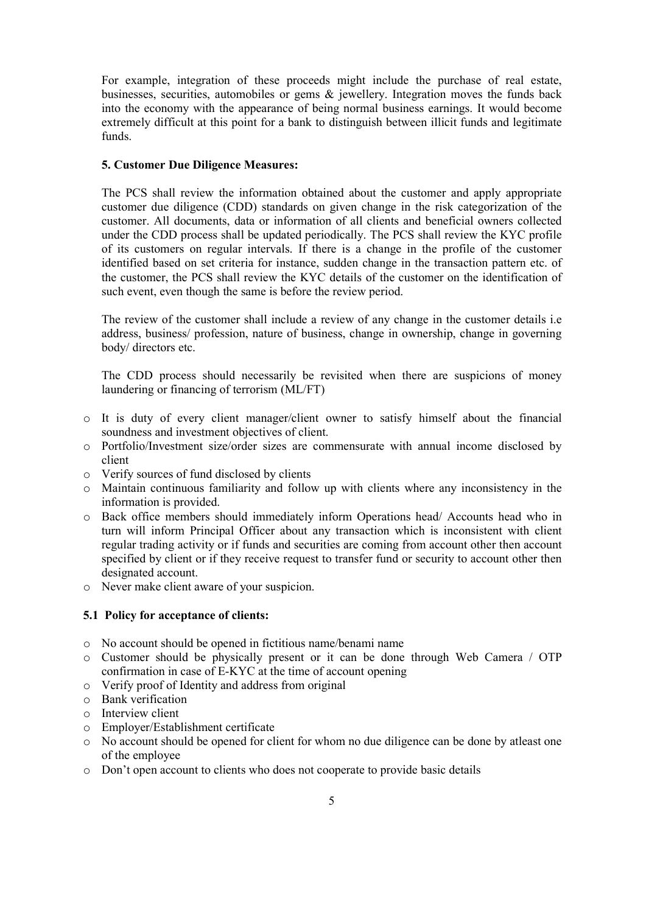For example, integration of these proceeds might include the purchase of real estate, businesses, securities, automobiles or gems & jewellery. Integration moves the funds back into the economy with the appearance of being normal business earnings. It would become extremely difficult at this point for a bank to distinguish between illicit funds and legitimate funds.

### 5. Customer Due Diligence Measures:

The PCS shall review the information obtained about the customer and apply appropriate customer due diligence (CDD) standards on given change in the risk categorization of the customer. All documents, data or information of all clients and beneficial owners collected under the CDD process shall be updated periodically. The PCS shall review the KYC profile of its customers on regular intervals. If there is a change in the profile of the customer identified based on set criteria for instance, sudden change in the transaction pattern etc. of the customer, the PCS shall review the KYC details of the customer on the identification of such event, even though the same is before the review period.

The review of the customer shall include a review of any change in the customer details i.e address, business/ profession, nature of business, change in ownership, change in governing body/ directors etc.

The CDD process should necessarily be revisited when there are suspicions of money laundering or financing of terrorism (ML/FT)

- It is duty of every client manager/client owner to satisfy himself about the financial soundness and investment objectives of client.
- Portfolio/Investment size/order sizes are commensurate with annual income disclosed by client
- Verify sources of fund disclosed by clients
- Maintain continuous familiarity and follow up with clients where any inconsistency in the information is provided.
- Back office members should immediately inform Operations head/ Accounts head who in turn will inform Principal Officer about any transaction which is inconsistent with client regular trading activity or if funds and securities are coming from account other then account specified by client or if they receive request to transfer fund or security to account other then designated account.
- Never make client aware of your suspicion.

#### 5.1 Policy for acceptance of clients:

- No account should be opened in fictitious name/benami name
- Customer should be physically present or it can be done through Web Camera / OTP confirmation in case of E-KYC at the time of account opening
- Verify proof of Identity and address from original
- Bank verification
- Interview client
- Employer/Establishment certificate
- No account should be opened for client for whom no due diligence can be done by atleast one of the employee
- Don't open account to clients who does not cooperate to provide basic details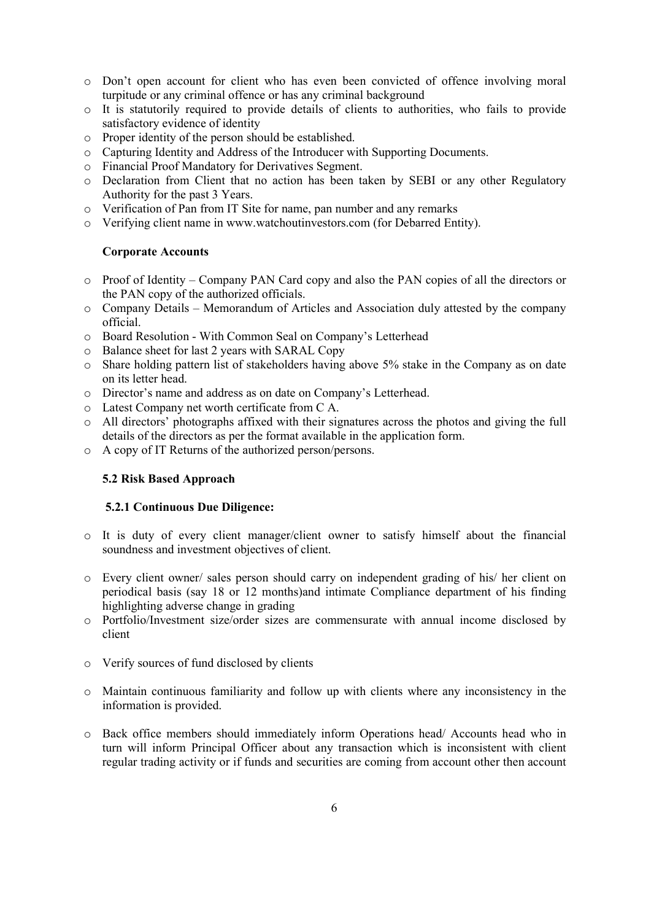- Don't open account for client who has even been convicted of offence involving moral turpitude or any criminal offence or has any criminal background
- It is statutorily required to provide details of clients to authorities, who fails to provide satisfactory evidence of identity
- Proper identity of the person should be established.
- Capturing Identity and Address of the Introducer with Supporting Documents.
- Financial Proof Mandatory for Derivatives Segment.
- Declaration from Client that no action has been taken by SEBI or any other Regulatory Authority for the past 3 Years.
- Verification of Pan from IT Site for name, pan number and any remarks
- Verifying client name in www.watchoutinvestors.com (for Debarred Entity).

**Corporate Accounts**

- Proof of Identity – Company PAN Card copy and also the PAN copies of all the directors or the PAN copy of the authorized officials.
- Company Details – Memorandum of Articles and Association duly attested by the company official.
- Board Resolution - With Common Seal on Company's Letterhead
- Balance sheet for last 2 years with SARAL Copy
- Share holding pattern list of stakeholders having above 5% stake in the Company as on date on its letter head.
- Director's name and address as on date on Company's Letterhead.
- Latest Company net worth certificate from C A.
- All directors' photographs affixed with their signatures across the photos and giving the full details of the directors as per the format available in the application form.
- A copy of IT Returns of the authorized person/persons.

### 5.2 Risk Based Approach

#### 5.2.1 Continuous Due Diligence:

- It is duty of every client manager/client owner to satisfy himself about the financial soundness and investment objectives of client.
- Every client owner/ sales person should carry on independent grading of his/ her client on periodical basis (say 18 or 12 months)and intimate Compliance department of his finding highlighting adverse change in grading
- Portfolio/Investment size/order sizes are commensurate with annual income disclosed by client
- Verify sources of fund disclosed by clients
- Maintain continuous familiarity and follow up with clients where any inconsistency in the information is provided.
- Back office members should immediately inform Operations head/ Accounts head who in turn will inform Principal Officer about any transaction which is inconsistent with client regular trading activity or if funds and securities are coming from account other then account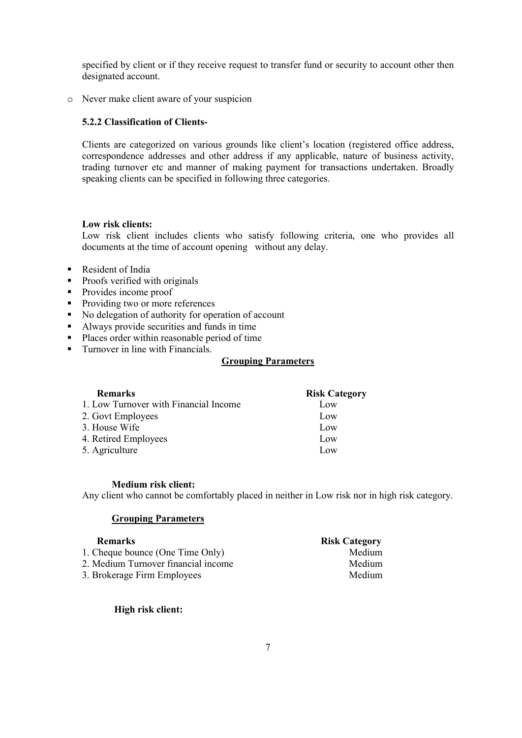specified by client or if they receive request to transfer fund or security to account other then designated account.

- Never make client aware of your suspicion

### 5.2.2 Classification of Clients-

Clients are categorized on various grounds like client's location (registered office address, correspondence addresses and other address if any applicable, nature of business activity, trading turnover etc and manner of making payment for transactions undertaken. Broadly speaking clients can be specified in following three categories.

**Low risk clients:**

Low risk client includes clients who satisfy following criteria, one who provides all documents at the time of account opening without any delay.

- Resident of India
- Proofs verified with originals
- Provides income proof
- Providing two or more references
- No delegation of authority for operation of account
- Always provide securities and funds in time
- Places order within reasonable period of time
- Turnover in line with Financials.

**Grouping Parameters**

| Remarks | Risk Category |
|---|---|
| 1. Low Turnover with Financial Income | Low |
| 2. Govt Employees | Low |
| 3. House Wife | Low |
| 4. Retired Employees | Low |
| 5. Agriculture | Low |

**Medium risk client:**

Any client who cannot be comfortably placed in neither in Low risk nor in high risk category.

**Grouping Parameters**

| Remarks | Risk Category |
|---|---|
| 1. Cheque bounce (One Time Only) | Medium |
| 2. Medium Turnover financial income | Medium |
| 3. Brokerage Firm Employees | Medium |

**High risk client:**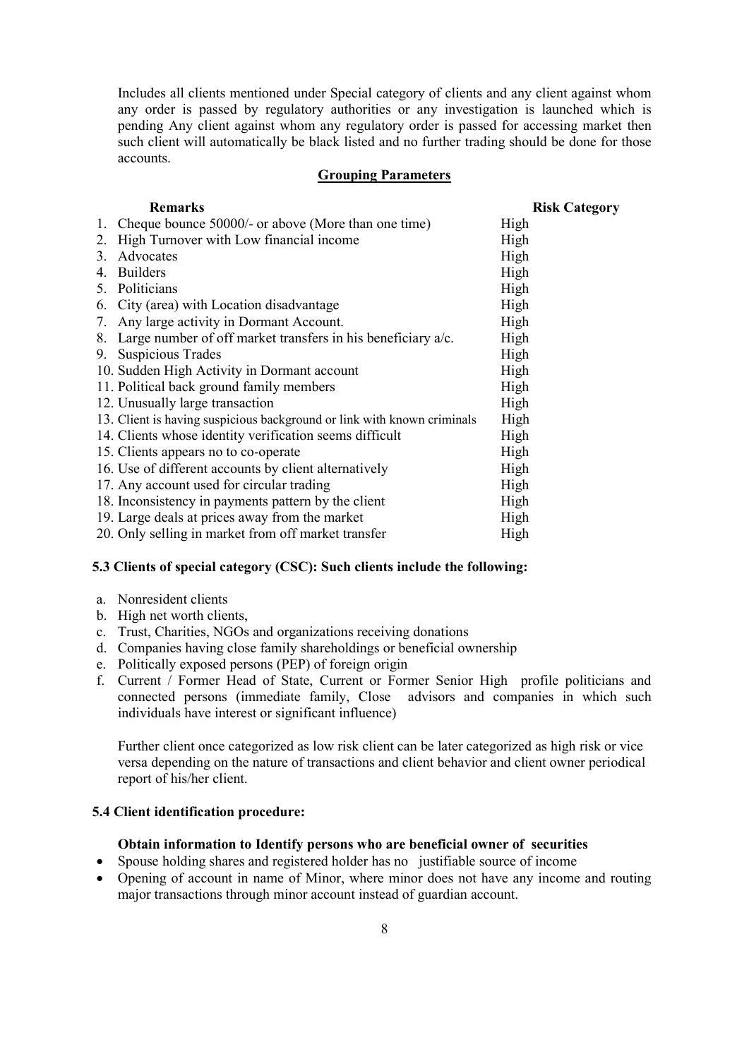Includes all clients mentioned under Special category of clients and any client against whom any order is passed by regulatory authorities or any investigation is launched which is pending Any client against whom any regulatory order is passed for accessing market then such client will automatically be black listed and no further trading should be done for those accounts.

**Grouping Parameters**

| Remarks | Risk Category |
|---|---|
| 1. Cheque bounce 50000/- or above (More than one time) | High |
| 2. High Turnover with Low financial income | High |
| 3. Advocates | High |
| 4. Builders | High |
| 5. Politicians | High |
| 6. City (area) with Location disadvantage | High |
| 7. Any large activity in Dormant Account. | High |
| 8. Large number of off market transfers in his beneficiary a/c. | High |
| 9. Suspicious Trades | High |
| 10. Sudden High Activity in Dormant account | High |
| 11. Political back ground family members | High |
| 12. Unusually large transaction | High |
| 13. Client is having suspicious background or link with known criminals | High |
| 14. Clients whose identity verification seems difficult | High |
| 15. Clients appears no to co-operate | High |
| 16. Use of different accounts by client alternatively | High |
| 17. Any account used for circular trading | High |
| 18. Inconsistency in payments pattern by the client | High |
| 19. Large deals at prices away from the market | High |
| 20. Only selling in market from off market transfer | High |

**5.3 Clients of special category (CSC): Such clients include the following:**

a. Nonresident clients
b. High net worth clients,
c. Trust, Charities, NGOs and organizations receiving donations
d. Companies having close family shareholdings or beneficial ownership
e. Politically exposed persons (PEP) of foreign origin
f. Current / Former Head of State, Current or Former Senior High profile politicians and connected persons (immediate family, Close advisors and companies in which such individuals have interest or significant influence)

Further client once categorized as low risk client can be later categorized as high risk or vice versa depending on the nature of transactions and client behavior and client owner periodical report of his/her client.

**5.4 Client identification procedure:**

**Obtain information to Identify persons who are beneficial owner of securities**

- Spouse holding shares and registered holder has no justifiable source of income
- Opening of account in name of Minor, where minor does not have any income and routing major transactions through minor account instead of guardian account.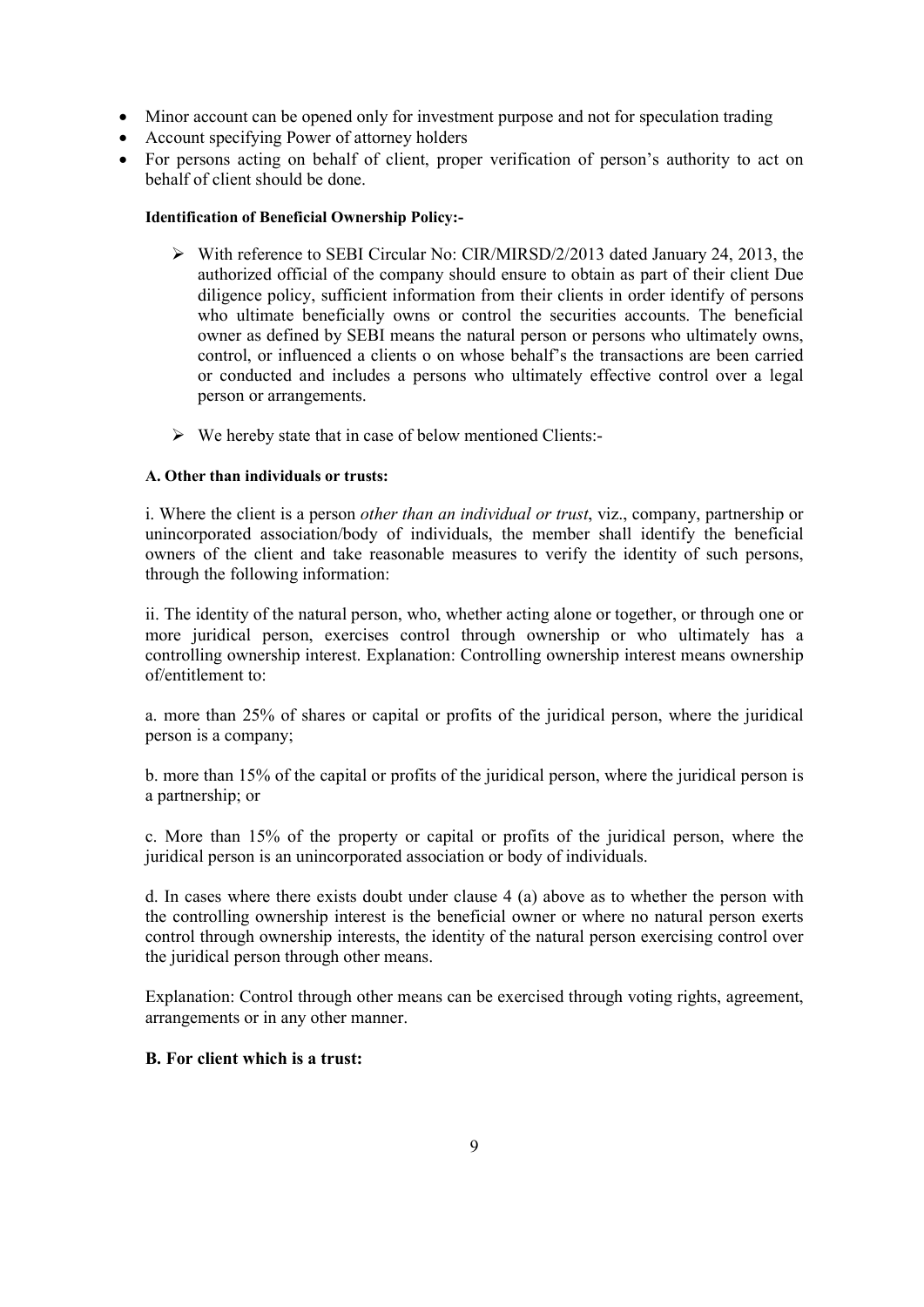- Minor account can be opened only for investment purpose and not for speculation trading
- Account specifying Power of attorney holders
- For persons acting on behalf of client, proper verification of person's authority to act on behalf of client should be done.

**Identification of Beneficial Ownership Policy:-**

- With reference to SEBI Circular No: CIR/MIRSD/2/2013 dated January 24, 2013, the authorized official of the company should ensure to obtain as part of their client Due diligence policy, sufficient information from their clients in order identify of persons who ultimate beneficially owns or control the securities accounts. The beneficial owner as defined by SEBI means the natural person or persons who ultimately owns, control, or influenced a clients o on whose behalf's the transactions are been carried or conducted and includes a persons who ultimately effective control over a legal person or arrangements.

- We hereby state that in case of below mentioned Clients:-

**A. Other than individuals or trusts:**

i. Where the client is a person *other than an individual or trust*, viz., company, partnership or unincorporated association/body of individuals, the member shall identify the beneficial owners of the client and take reasonable measures to verify the identity of such persons, through the following information:

ii. The identity of the natural person, who, whether acting alone or together, or through one or more juridical person, exercises control through ownership or who ultimately has a controlling ownership interest. Explanation: Controlling ownership interest means ownership of/entitlement to:

a. more than 25% of shares or capital or profits of the juridical person, where the juridical person is a company;

b. more than 15% of the capital or profits of the juridical person, where the juridical person is a partnership; or

c. More than 15% of the property or capital or profits of the juridical person, where the juridical person is an unincorporated association or body of individuals.

d. In cases where there exists doubt under clause 4 (a) above as to whether the person with the controlling ownership interest is the beneficial owner or where no natural person exerts control through ownership interests, the identity of the natural person exercising control over the juridical person through other means.

Explanation: Control through other means can be exercised through voting rights, agreement, arrangements or in any other manner.

**B. For client which is a trust:**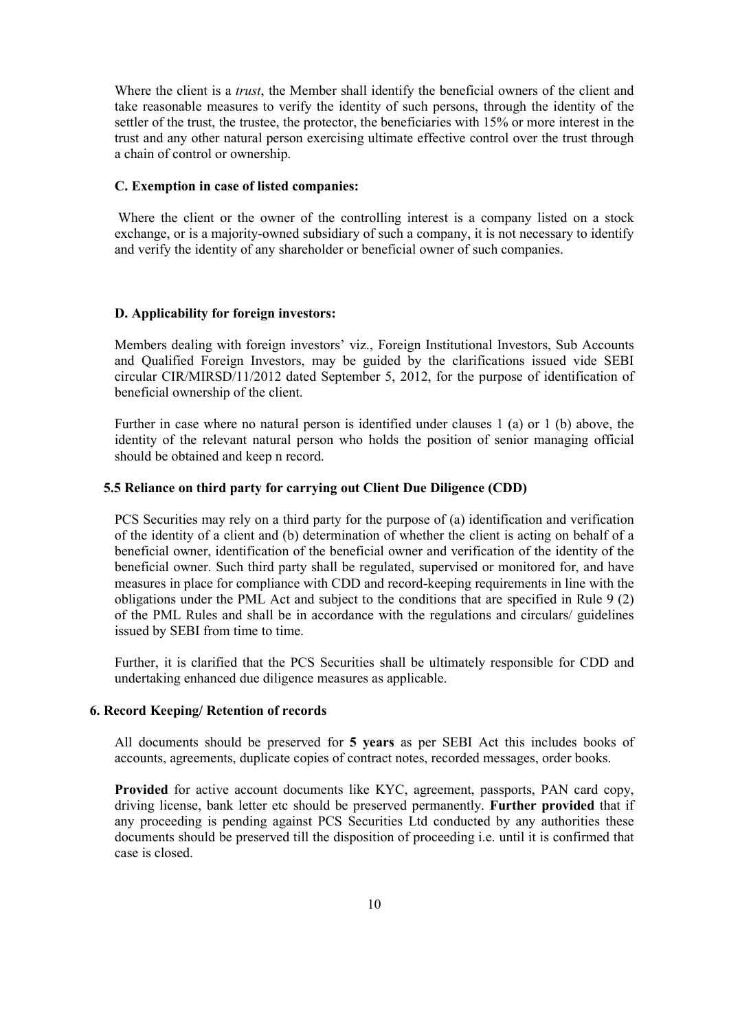Where the client is a *trust*, the Member shall identify the beneficial owners of the client and take reasonable measures to verify the identity of such persons, through the identity of the settler of the trust, the trustee, the protector, the beneficiaries with 15% or more interest in the trust and any other natural person exercising ultimate effective control over the trust through a chain of control or ownership.

**C. Exemption in case of listed companies:**

Where the client or the owner of the controlling interest is a company listed on a stock exchange, or is a majority-owned subsidiary of such a company, it is not necessary to identify and verify the identity of any shareholder or beneficial owner of such companies.

**D. Applicability for foreign investors:**

Members dealing with foreign investors' viz., Foreign Institutional Investors, Sub Accounts and Qualified Foreign Investors, may be guided by the clarifications issued vide SEBI circular CIR/MIRSD/11/2012 dated September 5, 2012, for the purpose of identification of beneficial ownership of the client.

Further in case where no natural person is identified under clauses 1 (a) or 1 (b) above, the identity of the relevant natural person who holds the position of senior managing official should be obtained and keep n record.

### 5.5 Reliance on third party for carrying out Client Due Diligence (CDD)

PCS Securities may rely on a third party for the purpose of (a) identification and verification of the identity of a client and (b) determination of whether the client is acting on behalf of a beneficial owner, identification of the beneficial owner and verification of the identity of the beneficial owner. Such third party shall be regulated, supervised or monitored for, and have measures in place for compliance with CDD and record-keeping requirements in line with the obligations under the PML Act and subject to the conditions that are specified in Rule 9 (2) of the PML Rules and shall be in accordance with the regulations and circulars/ guidelines issued by SEBI from time to time.

Further, it is clarified that the PCS Securities shall be ultimately responsible for CDD and undertaking enhanced due diligence measures as applicable.

## 6. Record Keeping/ Retention of records

All documents should be preserved for **5 years** as per SEBI Act this includes books of accounts, agreements, duplicate copies of contract notes, recorded messages, order books.

**Provided** for active account documents like KYC, agreement, passports, PAN card copy, driving license, bank letter etc should be preserved permanently. **Further provided** that if any proceeding is pending against PCS Securities Ltd conducted by any authorities these documents should be preserved till the disposition of proceeding i.e. until it is confirmed that case is closed.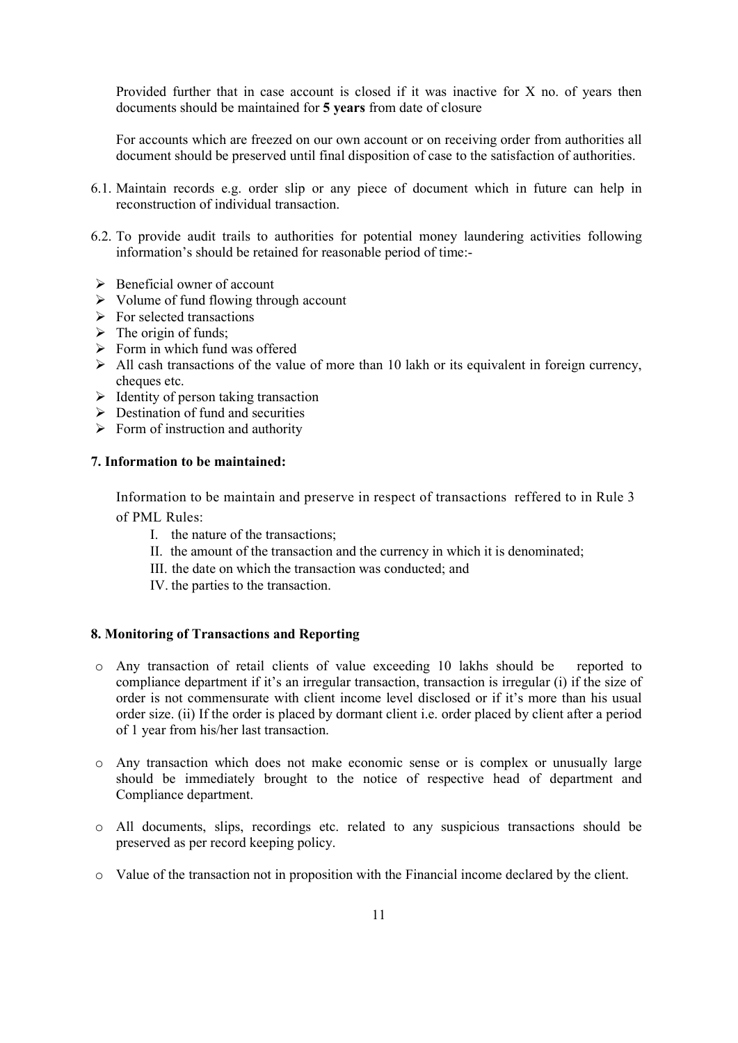Provided further that in case account is closed if it was inactive for X no. of years then documents should be maintained for **5 years** from date of closure

For accounts which are freezed on our own account or on receiving order from authorities all document should be preserved until final disposition of case to the satisfaction of authorities.

6.1. Maintain records e.g. order slip or any piece of document which in future can help in reconstruction of individual transaction.

6.2. To provide audit trails to authorities for potential money laundering activities following information's should be retained for reasonable period of time:-

- Beneficial owner of account
- Volume of fund flowing through account
- For selected transactions
- The origin of funds;
- Form in which fund was offered
- All cash transactions of the value of more than 10 lakh or its equivalent in foreign currency, cheques etc.
- Identity of person taking transaction
- Destination of fund and securities
- Form of instruction and authority

**7. Information to be maintained:**

Information to be maintain and preserve in respect of transactions reffered to in Rule 3 of PML Rules:

I. the nature of the transactions;
II. the amount of the transaction and the currency in which it is denominated;
III. the date on which the transaction was conducted; and
IV. the parties to the transaction.

**8. Monitoring of Transactions and Reporting**

- Any transaction of retail clients of value exceeding 10 lakhs should be reported to compliance department if it's an irregular transaction, transaction is irregular (i) if the size of order is not commensurate with client income level disclosed or if it's more than his usual order size. (ii) If the order is placed by dormant client i.e. order placed by client after a period of 1 year from his/her last transaction.

- Any transaction which does not make economic sense or is complex or unusually large should be immediately brought to the notice of respective head of department and Compliance department.

- All documents, slips, recordings etc. related to any suspicious transactions should be preserved as per record keeping policy.

- Value of the transaction not in proposition with the Financial income declared by the client.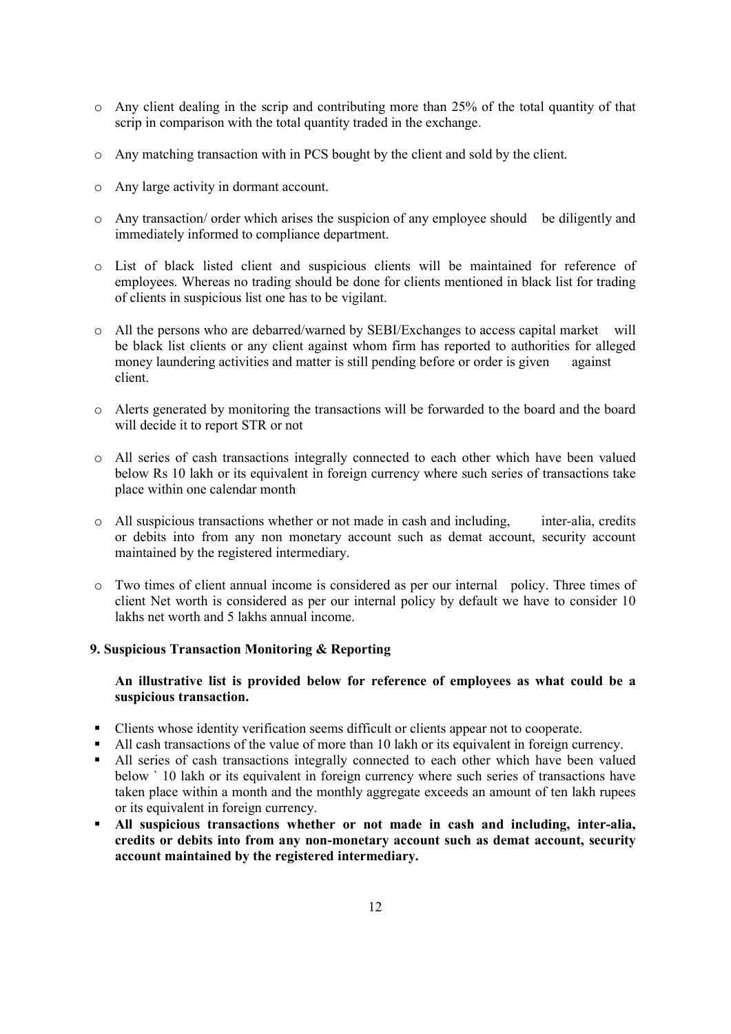- Any client dealing in the scrip and contributing more than 25% of the total quantity of that scrip in comparison with the total quantity traded in the exchange.
- Any matching transaction with in PCS bought by the client and sold by the client.
- Any large activity in dormant account.
- Any transaction/ order which arises the suspicion of any employee should be diligently and immediately informed to compliance department.
- List of black listed client and suspicious clients will be maintained for reference of employees. Whereas no trading should be done for clients mentioned in black list for trading of clients in suspicious list one has to be vigilant.
- All the persons who are debarred/warned by SEBI/Exchanges to access capital market will be black list clients or any client against whom firm has reported to authorities for alleged money laundering activities and matter is still pending before or order is given against client.
- Alerts generated by monitoring the transactions will be forwarded to the board and the board will decide it to report STR or not
- All series of cash transactions integrally connected to each other which have been valued below Rs 10 lakh or its equivalent in foreign currency where such series of transactions take place within one calendar month
- All suspicious transactions whether or not made in cash and including, inter-alia, credits or debits into from any non monetary account such as demat account, security account maintained by the registered intermediary.
- Two times of client annual income is considered as per our internal policy. Three times of client Net worth is considered as per our internal policy by default we have to consider 10 lakhs net worth and 5 lakhs annual income.

## 9. Suspicious Transaction Monitoring & Reporting

**An illustrative list is provided below for reference of employees as what could be a suspicious transaction.**

- Clients whose identity verification seems difficult or clients appear not to cooperate.
- All cash transactions of the value of more than 10 lakh or its equivalent in foreign currency.
- All series of cash transactions integrally connected to each other which have been valued below ` 10 lakh or its equivalent in foreign currency where such series of transactions have taken place within a month and the monthly aggregate exceeds an amount of ten lakh rupees or its equivalent in foreign currency.
- **All suspicious transactions whether or not made in cash and including, inter-alia, credits or debits into from any non-monetary account such as demat account, security account maintained by the registered intermediary.**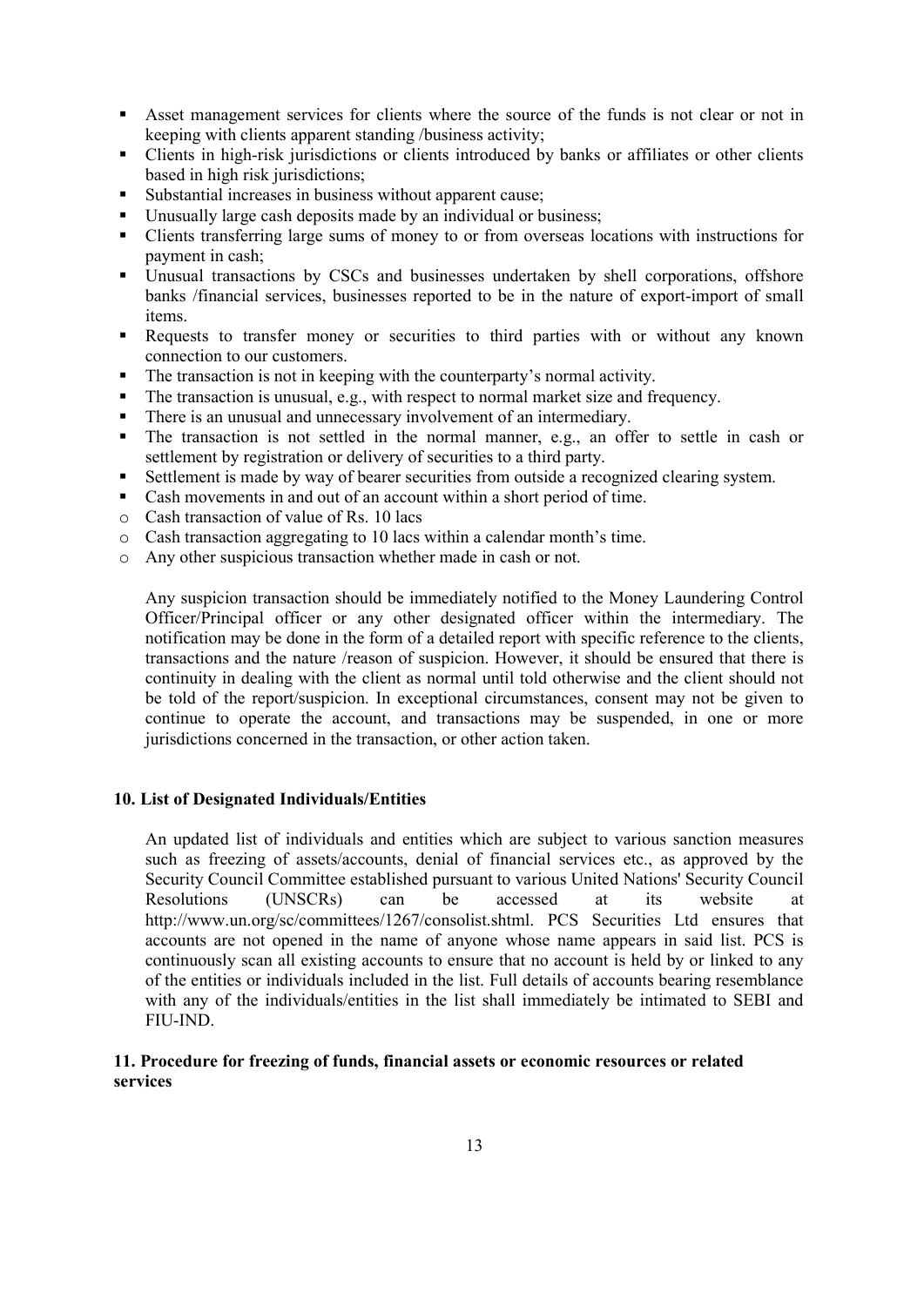- Asset management services for clients where the source of the funds is not clear or not in keeping with clients apparent standing /business activity;
- Clients in high-risk jurisdictions or clients introduced by banks or affiliates or other clients based in high risk jurisdictions;
- Substantial increases in business without apparent cause;
- Unusually large cash deposits made by an individual or business;
- Clients transferring large sums of money to or from overseas locations with instructions for payment in cash;
- Unusual transactions by CSCs and businesses undertaken by shell corporations, offshore banks /financial services, businesses reported to be in the nature of export-import of small items.
- Requests to transfer money or securities to third parties with or without any known connection to our customers.
- The transaction is not in keeping with the counterparty's normal activity.
- The transaction is unusual, e.g., with respect to normal market size and frequency.
- There is an unusual and unnecessary involvement of an intermediary.
- The transaction is not settled in the normal manner, e.g., an offer to settle in cash or settlement by registration or delivery of securities to a third party.
- Settlement is made by way of bearer securities from outside a recognized clearing system.
- Cash movements in and out of an account within a short period of time.
  - Cash transaction of value of Rs. 10 lacs
  - Cash transaction aggregating to 10 lacs within a calendar month's time.
  - Any other suspicious transaction whether made in cash or not.

Any suspicion transaction should be immediately notified to the Money Laundering Control Officer/Principal officer or any other designated officer within the intermediary. The notification may be done in the form of a detailed report with specific reference to the clients, transactions and the nature /reason of suspicion. However, it should be ensured that there is continuity in dealing with the client as normal until told otherwise and the client should not be told of the report/suspicion. In exceptional circumstances, consent may not be given to continue to operate the account, and transactions may be suspended, in one or more jurisdictions concerned in the transaction, or other action taken.

**10. List of Designated Individuals/Entities**

An updated list of individuals and entities which are subject to various sanction measures such as freezing of assets/accounts, denial of financial services etc., as approved by the Security Council Committee established pursuant to various United Nations' Security Council Resolutions (UNSCRs) can be accessed at its website at http://www.un.org/sc/committees/1267/consolist.shtml. PCS Securities Ltd ensures that accounts are not opened in the name of anyone whose name appears in said list. PCS is continuously scan all existing accounts to ensure that no account is held by or linked to any of the entities or individuals included in the list. Full details of accounts bearing resemblance with any of the individuals/entities in the list shall immediately be intimated to SEBI and FIU-IND.

**11. Procedure for freezing of funds, financial assets or economic resources or related services**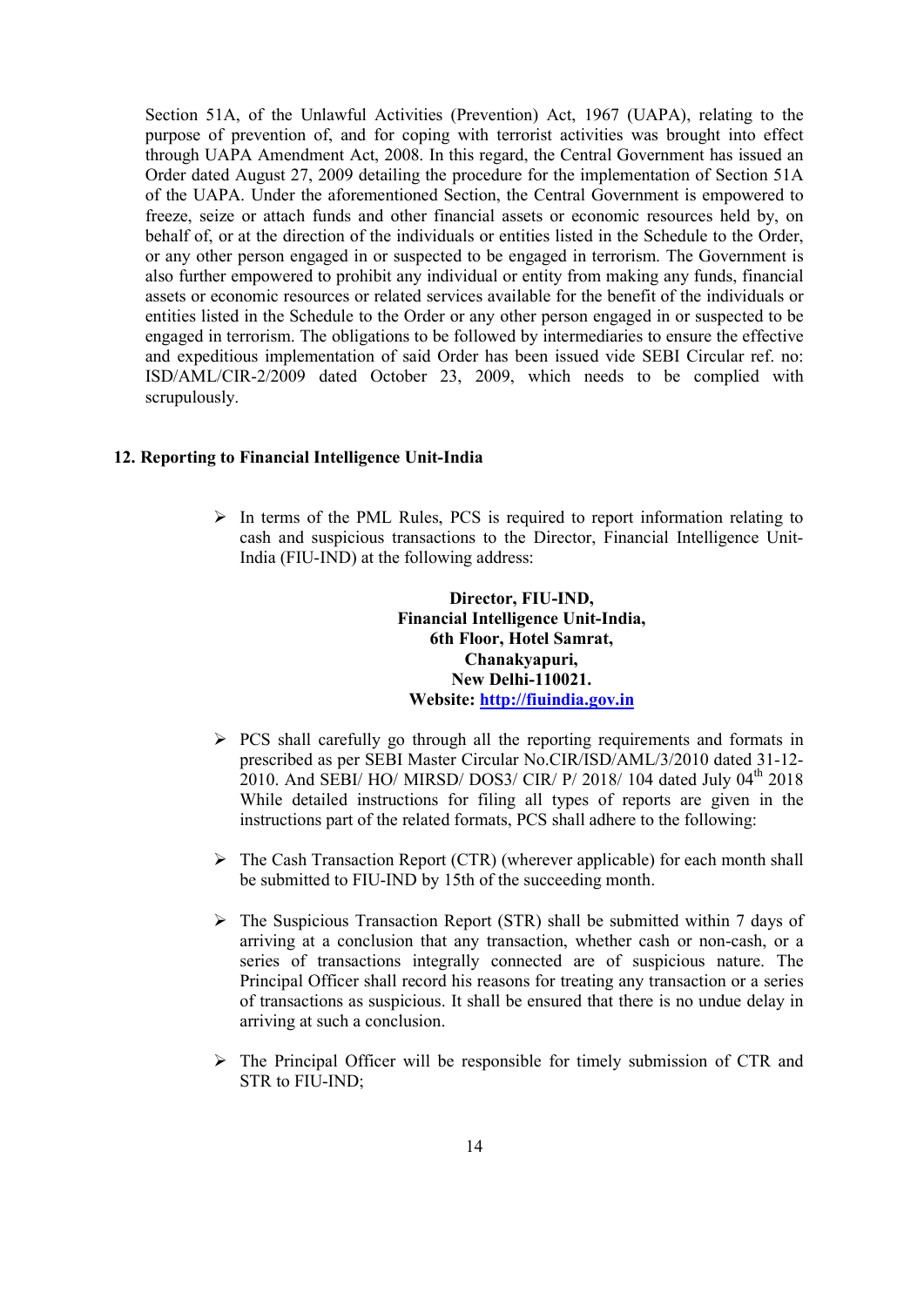Section 51A, of the Unlawful Activities (Prevention) Act, 1967 (UAPA), relating to the purpose of prevention of, and for coping with terrorist activities was brought into effect through UAPA Amendment Act, 2008. In this regard, the Central Government has issued an Order dated August 27, 2009 detailing the procedure for the implementation of Section 51A of the UAPA. Under the aforementioned Section, the Central Government is empowered to freeze, seize or attach funds and other financial assets or economic resources held by, on behalf of, or at the direction of the individuals or entities listed in the Schedule to the Order, or any other person engaged in or suspected to be engaged in terrorism. The Government is also further empowered to prohibit any individual or entity from making any funds, financial assets or economic resources or related services available for the benefit of the individuals or entities listed in the Schedule to the Order or any other person engaged in or suspected to be engaged in terrorism. The obligations to be followed by intermediaries to ensure the effective and expeditious implementation of said Order has been issued vide SEBI Circular ref. no: ISD/AML/CIR-2/2009 dated October 23, 2009, which needs to be complied with scrupulously.

## 12. Reporting to Financial Intelligence Unit-India

- In terms of the PML Rules, PCS is required to report information relating to cash and suspicious transactions to the Director, Financial Intelligence Unit-India (FIU-IND) at the following address:

**Director, FIU-IND,**
**Financial Intelligence Unit-India,**
**6th Floor, Hotel Samrat,**
**Chanakyapuri,**
**New Delhi-110021.**
**Website: http://fiuindia.gov.in**

- PCS shall carefully go through all the reporting requirements and formats in prescribed as per SEBI Master Circular No.CIR/ISD/AML/3/2010 dated 31-12-2010. And SEBI/ HO/ MIRSD/ DOS3/ CIR/ P/ 2018/ 104 dated July 04th 2018 While detailed instructions for filing all types of reports are given in the instructions part of the related formats, PCS shall adhere to the following:

- The Cash Transaction Report (CTR) (wherever applicable) for each month shall be submitted to FIU-IND by 15th of the succeeding month.

- The Suspicious Transaction Report (STR) shall be submitted within 7 days of arriving at a conclusion that any transaction, whether cash or non-cash, or a series of transactions integrally connected are of suspicious nature. The Principal Officer shall record his reasons for treating any transaction or a series of transactions as suspicious. It shall be ensured that there is no undue delay in arriving at such a conclusion.

- The Principal Officer will be responsible for timely submission of CTR and STR to FIU-IND;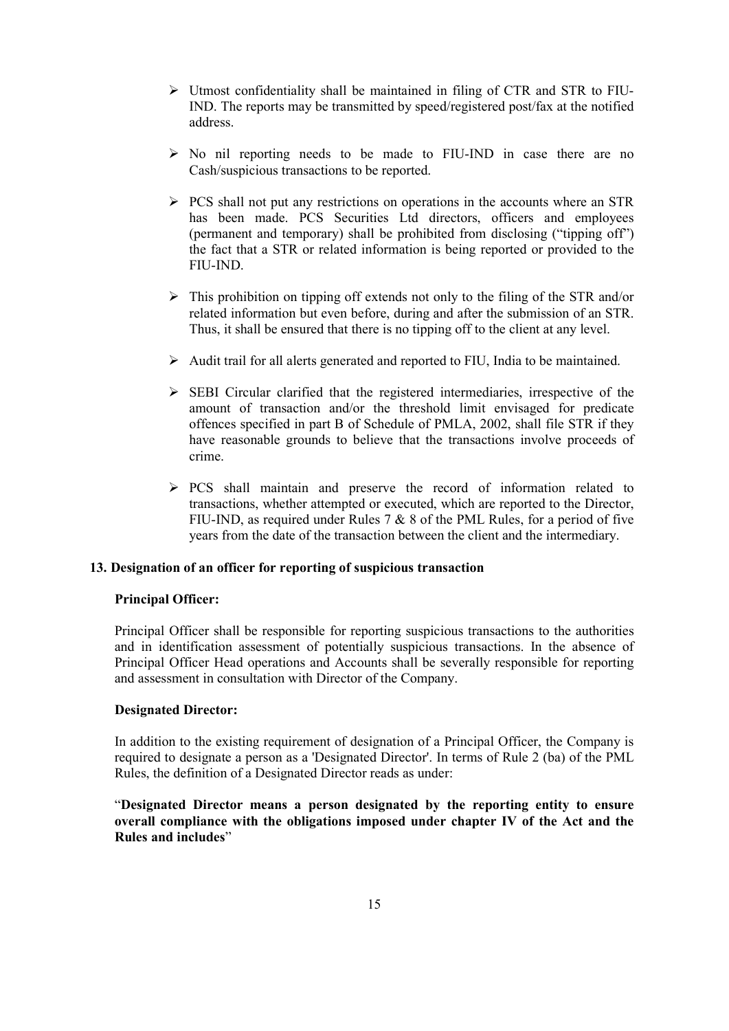- Utmost confidentiality shall be maintained in filing of CTR and STR to FIU-IND. The reports may be transmitted by speed/registered post/fax at the notified address.

- No nil reporting needs to be made to FIU-IND in case there are no Cash/suspicious transactions to be reported.

- PCS shall not put any restrictions on operations in the accounts where an STR has been made. PCS Securities Ltd directors, officers and employees (permanent and temporary) shall be prohibited from disclosing ("tipping off") the fact that a STR or related information is being reported or provided to the FIU-IND.

- This prohibition on tipping off extends not only to the filing of the STR and/or related information but even before, during and after the submission of an STR. Thus, it shall be ensured that there is no tipping off to the client at any level.

- Audit trail for all alerts generated and reported to FIU, India to be maintained.

- SEBI Circular clarified that the registered intermediaries, irrespective of the amount of transaction and/or the threshold limit envisaged for predicate offences specified in part B of Schedule of PMLA, 2002, shall file STR if they have reasonable grounds to believe that the transactions involve proceeds of crime.

- PCS shall maintain and preserve the record of information related to transactions, whether attempted or executed, which are reported to the Director, FIU-IND, as required under Rules 7 & 8 of the PML Rules, for a period of five years from the date of the transaction between the client and the intermediary.

### 13. Designation of an officer for reporting of suspicious transaction

**Principal Officer:**

Principal Officer shall be responsible for reporting suspicious transactions to the authorities and in identification assessment of potentially suspicious transactions. In the absence of Principal Officer Head operations and Accounts shall be severally responsible for reporting and assessment in consultation with Director of the Company.

**Designated Director:**

In addition to the existing requirement of designation of a Principal Officer, the Company is required to designate a person as a 'Designated Director'. In terms of Rule 2 (ba) of the PML Rules, the definition of a Designated Director reads as under:

"**Designated Director means a person designated by the reporting entity to ensure overall compliance with the obligations imposed under chapter IV of the Act and the Rules and includes**"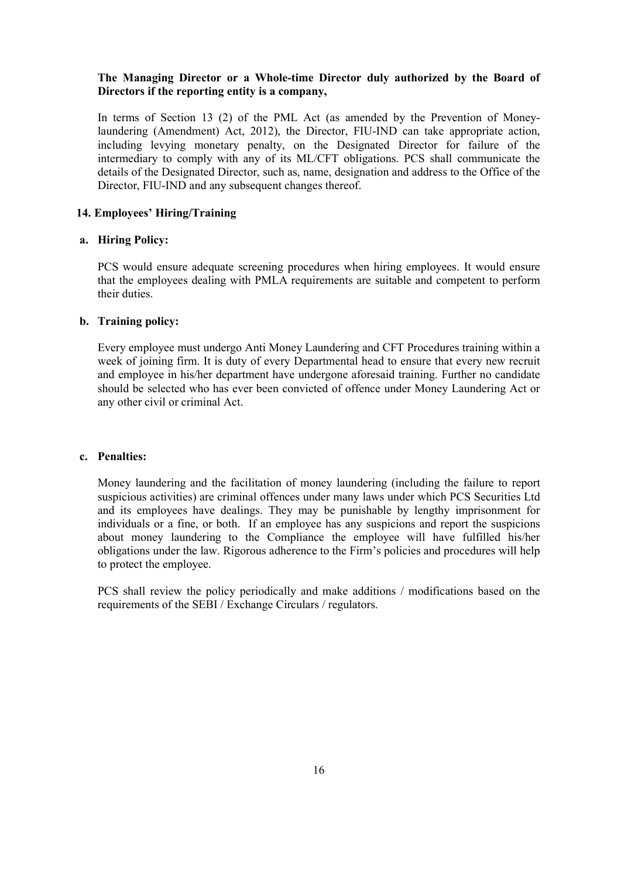**The Managing Director or a Whole-time Director duly authorized by the Board of Directors if the reporting entity is a company,**

In terms of Section 13 (2) of the PML Act (as amended by the Prevention of Money-laundering (Amendment) Act, 2012), the Director, FIU-IND can take appropriate action, including levying monetary penalty, on the Designated Director for failure of the intermediary to comply with any of its ML/CFT obligations. PCS shall communicate the details of the Designated Director, such as, name, designation and address to the Office of the Director, FIU-IND and any subsequent changes thereof.

## 14. Employees' Hiring/Training

### a. Hiring Policy:

PCS would ensure adequate screening procedures when hiring employees. It would ensure that the employees dealing with PMLA requirements are suitable and competent to perform their duties.

### b. Training policy:

Every employee must undergo Anti Money Laundering and CFT Procedures training within a week of joining firm. It is duty of every Departmental head to ensure that every new recruit and employee in his/her department have undergone aforesaid training. Further no candidate should be selected who has ever been convicted of offence under Money Laundering Act or any other civil or criminal Act.

### c. Penalties:

Money laundering and the facilitation of money laundering (including the failure to report suspicious activities) are criminal offences under many laws under which PCS Securities Ltd and its employees have dealings. They may be punishable by lengthy imprisonment for individuals or a fine, or both. If an employee has any suspicions and report the suspicions about money laundering to the Compliance the employee will have fulfilled his/her obligations under the law. Rigorous adherence to the Firm's policies and procedures will help to protect the employee.

PCS shall review the policy periodically and make additions / modifications based on the requirements of the SEBI / Exchange Circulars / regulators.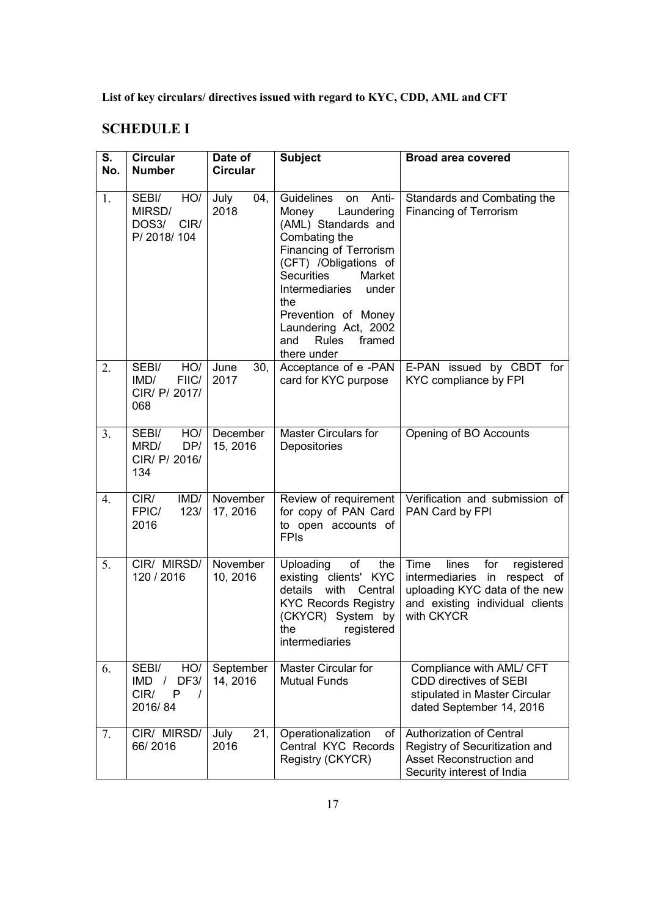**List of key circulars/ directives issued with regard to KYC, CDD, AML and CFT**

## SCHEDULE I

| S. No. | Circular Number | Date of Circular | Subject | Broad area covered |
|---|---|---|---|---|
| 1. | SEBI/ HO/ MIRSD/ DOS3/ CIR/ P/ 2018/ 104 | July 04, 2018 | Guidelines on Anti-Money Laundering (AML) Standards and Combating the Financing of Terrorism (CFT) /Obligations of Securities Market Intermediaries under the Prevention of Money Laundering Act, 2002 and Rules framed there under | Standards and Combating the Financing of Terrorism |
| 2. | SEBI/ HO/ IMD/ FIIC/ CIR/ P/ 2017/ 068 | June 30, 2017 | Acceptance of e -PAN card for KYC purpose | E-PAN issued by CBDT for KYC compliance by FPI |
| 3. | SEBI/ HO/ MRD/ DP/ CIR/ P/ 2016/ 134 | December 15, 2016 | Master Circulars for Depositories | Opening of BO Accounts |
| 4. | CIR/ IMD/ FPIC/ 123/ 2016 | November 17, 2016 | Review of requirement for copy of PAN Card to open accounts of FPIs | Verification and submission of PAN Card by FPI |
| 5. | CIR/ MIRSD/ 120 / 2016 | November 10, 2016 | Uploading of the existing clients' KYC details with Central KYC Records Registry (CKYCR) System by the registered intermediaries | Time lines for registered intermediaries in respect of uploading KYC data of the new and existing individual clients with CKYCR |
| 6. | SEBI/ HO/ IMD / DF3/ CIR/ P / 2016/ 84 | September 14, 2016 | Master Circular for Mutual Funds | Compliance with AML/ CFT CDD directives of SEBI stipulated in Master Circular dated September 14, 2016 |
| 7. | CIR/ MIRSD/ 66/ 2016 | July 21, 2016 | Operationalization of Central KYC Records Registry (CKYCR) | Authorization of Central Registry of Securitization and Asset Reconstruction and Security interest of India |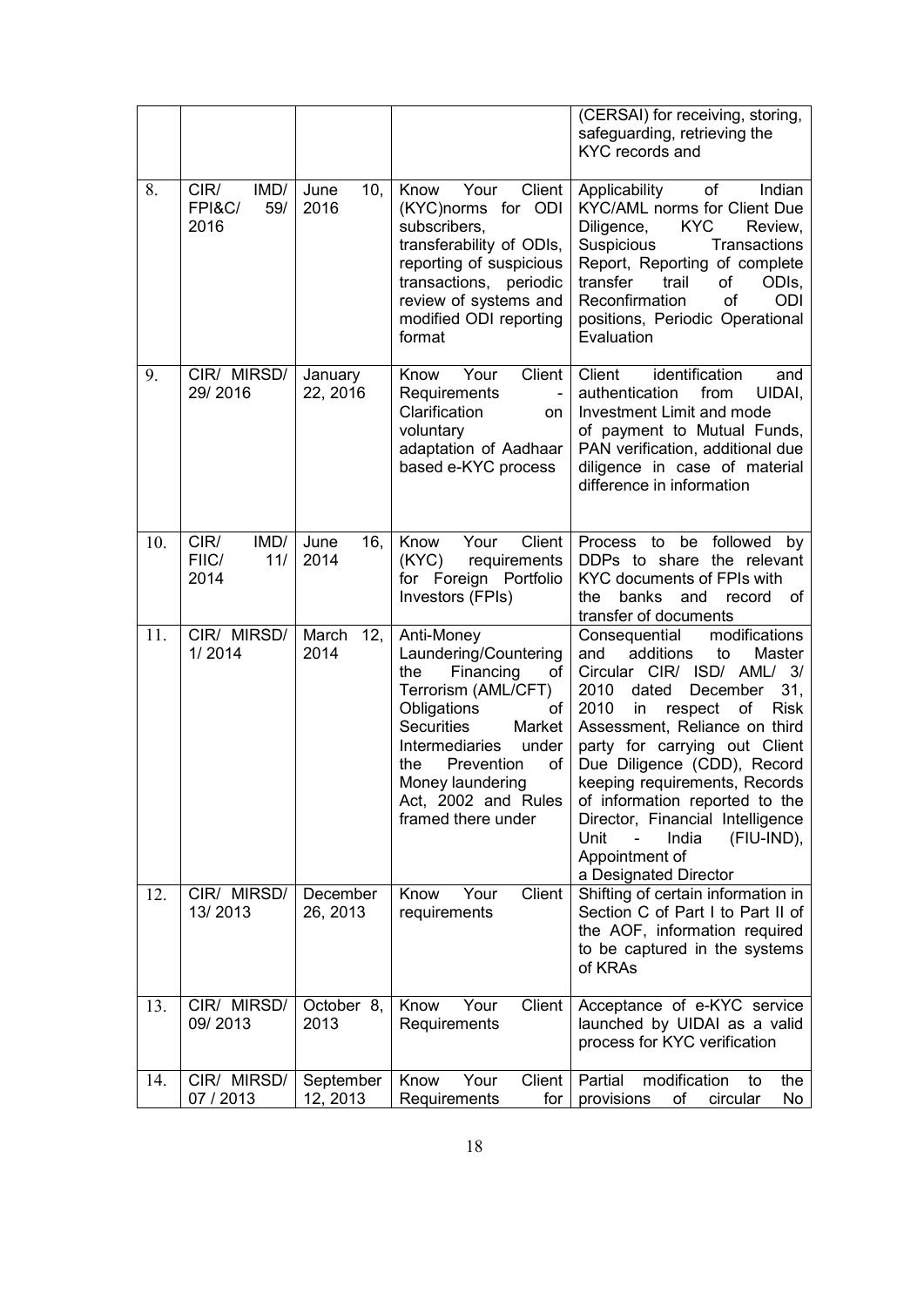| | | | | (CERSAI) for receiving, storing, safeguarding, retrieving the KYC records and |
|---|---|---|---|---|
| 8. | CIR/ IMD/ FPI&C/ 59/ 2016 | June 10, 2016 | Know Your Client (KYC)norms for ODI subscribers, transferability of ODIs, reporting of suspicious transactions, periodic review of systems and modified ODI reporting format | Applicability of Indian KYC/AML norms for Client Due Diligence, KYC Review, Suspicious Transactions Report, Reporting of complete transfer trail of ODIs, Reconfirmation of ODI positions, Periodic Operational Evaluation |
| 9. | CIR/ MIRSD/ 29/ 2016 | January 22, 2016 | Know Your Client Requirements - Clarification on voluntary adaptation of Aadhaar based e-KYC process | Client identification and authentication from UIDAI, Investment Limit and mode of payment to Mutual Funds, PAN verification, additional due diligence in case of material difference in information |
| 10. | CIR/ IMD/ FIIC/ 11/ 2014 | June 16, 2014 | Know Your Client (KYC) requirements for Foreign Portfolio Investors (FPIs) | Process to be followed by DDPs to share the relevant KYC documents of FPIs with the banks and record of transfer of documents |
| 11. | CIR/ MIRSD/ 1/ 2014 | March 12, 2014 | Anti-Money Laundering/Countering the Financing of Terrorism (AML/CFT) Obligations of Securities Market Intermediaries under the Prevention of Money laundering Act, 2002 and Rules framed there under | Consequential modifications and additions to Master Circular CIR/ ISD/ AML/ 3/ 2010 dated December 31, 2010 in respect of Risk Assessment, Reliance on third party for carrying out Client Due Diligence (CDD), Record keeping requirements, Records of information reported to the Director, Financial Intelligence Unit - India (FIU-IND), Appointment of a Designated Director |
| 12. | CIR/ MIRSD/ 13/ 2013 | December 26, 2013 | Know Your Client requirements | Shifting of certain information in Section C of Part I to Part II of the AOF, information required to be captured in the systems of KRAs |
| 13. | CIR/ MIRSD/ 09/ 2013 | October 8, 2013 | Know Your Client Requirements | Acceptance of e-KYC service launched by UIDAI as a valid process for KYC verification |
| 14. | CIR/ MIRSD/ 07 / 2013 | September 12, 2013 | Know Your Client Requirements for | Partial modification to the provisions of circular No |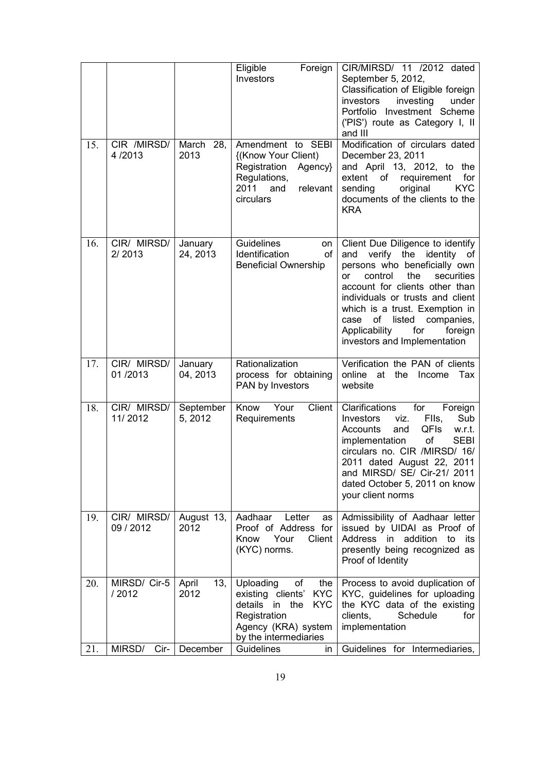|  |  |  | Eligible Foreign Investors | CIR/MIRSD/ 11 /2012 dated September 5, 2012, Classification of Eligible foreign investors investing under Portfolio Investment Scheme ('PIS') route as Category I, II and III |
|---|---|---|---|---|
| 15. | CIR /MIRSD/ 4 /2013 | March 28, 2013 | Amendment to SEBI {(Know Your Client) Registration Agency} Regulations, 2011 and relevant circulars | Modification of circulars dated December 23, 2011 and April 13, 2012, to the extent of requirement for sending original KYC documents of the clients to the KRA |
| 16. | CIR/ MIRSD/ 2/ 2013 | January 24, 2013 | Guidelines on Identification of Beneficial Ownership | Client Due Diligence to identify and verify the identity of persons who beneficially own or control the securities account for clients other than individuals or trusts and client which is a trust. Exemption in case of listed companies, Applicability for foreign investors and Implementation |
| 17. | CIR/ MIRSD/ 01 /2013 | January 04, 2013 | Rationalization process for obtaining PAN by Investors | Verification the PAN of clients online at the Income Tax website |
| 18. | CIR/ MIRSD/ 11/ 2012 | September 5, 2012 | Know Your Client Requirements | Clarifications for Foreign Investors viz. FIIs, Sub Accounts and QFIs w.r.t. implementation of SEBI circulars no. CIR /MIRSD/ 16/ 2011 dated August 22, 2011 and MIRSD/ SE/ Cir-21/ 2011 dated October 5, 2011 on know your client norms |
| 19. | CIR/ MIRSD/ 09 / 2012 | August 13, 2012 | Aadhaar Letter as Proof of Address for Know Your Client (KYC) norms. | Admissibility of Aadhaar letter issued by UIDAI as Proof of Address in addition to its presently being recognized as Proof of Identity |
| 20. | MIRSD/ Cir-5 / 2012 | April 13, 2012 | Uploading of the existing clients' KYC details in the KYC Registration Agency (KRA) system by the intermediaries | Process to avoid duplication of KYC, guidelines for uploading the KYC data of the existing clients, Schedule for implementation |
| 21. | MIRSD/ Cir- | December | Guidelines in | Guidelines for Intermediaries, |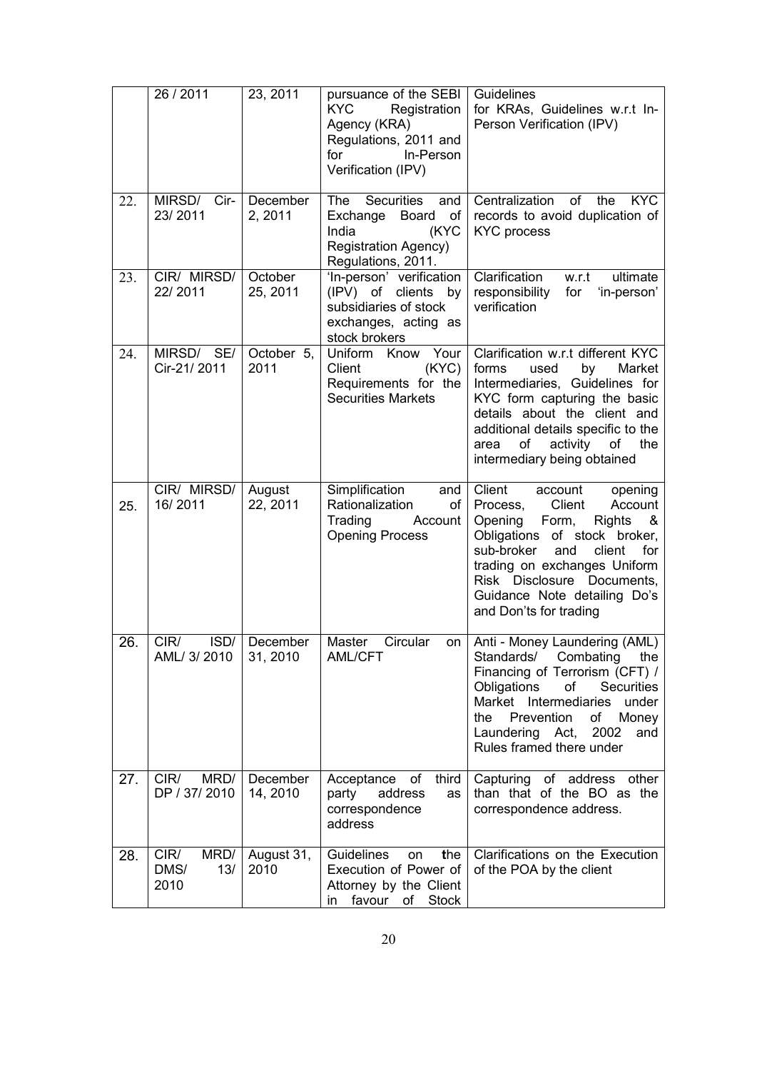| | | | | |
|---|---|---|---|---|
| | 26 / 2011 | 23, 2011 | pursuance of the SEBI KYC Registration Agency (KRA) Regulations, 2011 and for In-Person Verification (IPV) | Guidelines for KRAs, Guidelines w.r.t In-Person Verification (IPV) |
| 22. | MIRSD/ Cir-23/ 2011 | December 2, 2011 | The Securities and Exchange Board of India (KYC Registration Agency) Regulations, 2011. | Centralization of the KYC records to avoid duplication of KYC process |
| 23. | CIR/ MIRSD/ 22/ 2011 | October 25, 2011 | 'In-person' verification (IPV) of clients by subsidiaries of stock exchanges, acting as stock brokers | Clarification w.r.t ultimate responsibility for 'in-person' verification |
| 24. | MIRSD/ SE/ Cir-21/ 2011 | October 5, 2011 | Uniform Know Your Client (KYC) Requirements for the Securities Markets | Clarification w.r.t different KYC forms used by Market Intermediaries, Guidelines for KYC form capturing the basic details about the client and additional details specific to the area of activity of the intermediary being obtained |
| 25. | CIR/ MIRSD/ 16/ 2011 | August 22, 2011 | Simplification and Rationalization of Trading Account Opening Process | Client account opening Process, Client Account Opening Form, Rights & Obligations of stock broker, sub-broker and client for trading on exchanges Uniform Risk Disclosure Documents, Guidance Note detailing Do's and Don'ts for trading |
| 26. | CIR/ ISD/ AML/ 3/ 2010 | December 31, 2010 | Master Circular on AML/CFT | Anti - Money Laundering (AML) Standards/ Combating the Financing of Terrorism (CFT) / Obligations of Securities Market Intermediaries under the Prevention of Money Laundering Act, 2002 and Rules framed there under |
| 27. | CIR/ MRD/ DP / 37/ 2010 | December 14, 2010 | Acceptance of third party address as correspondence address | Capturing of address other than that of the BO as the correspondence address. |
| 28. | CIR/ MRD/ DMS/ 13/ 2010 | August 31, 2010 | Guidelines on the Execution of Power of Attorney by the Client in favour of Stock | Clarifications on the Execution of the POA by the client |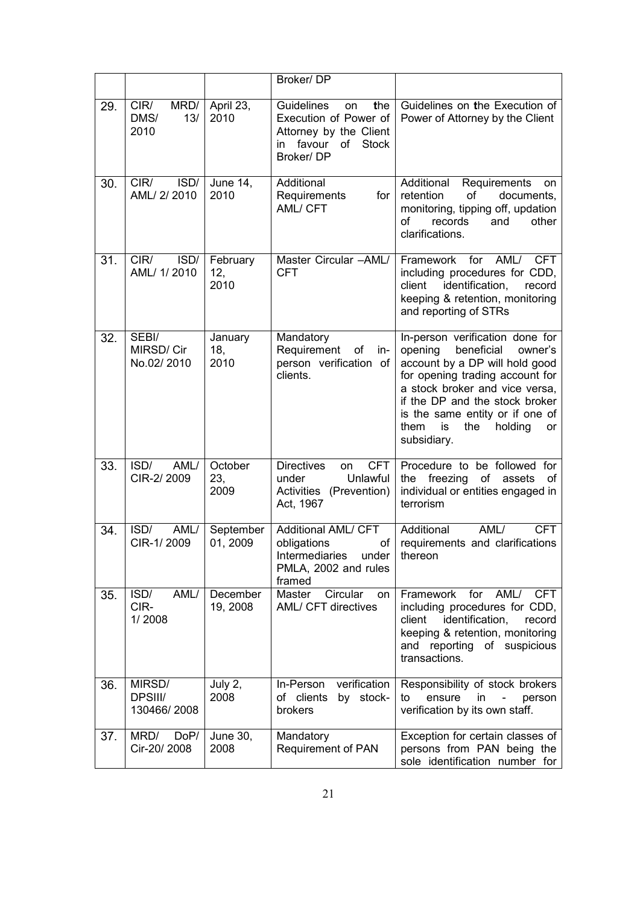| | | | Broker/ DP | |
|---|---|---|---|---|
| 29. | CIR/ MRD/ DMS/ 13/ 2010 | April 23, 2010 | Guidelines on the Execution of Power of Attorney by the Client in favour of Stock Broker/ DP | Guidelines on the Execution of Power of Attorney by the Client |
| 30. | CIR/ ISD/ AML/ 2/ 2010 | June 14, 2010 | Additional Requirements for AML/ CFT | Additional Requirements on retention of documents, monitoring, tipping off, updation of records and other clarifications. |
| 31. | CIR/ ISD/ AML/ 1/ 2010 | February 12, 2010 | Master Circular –AML/ CFT | Framework for AML/ CFT including procedures for CDD, client identification, record keeping & retention, monitoring and reporting of STRs |
| 32. | SEBI/ MIRSD/ Cir No.02/ 2010 | January 18, 2010 | Mandatory Requirement of in-person verification of clients. | In-person verification done for opening beneficial owner's account by a DP will hold good for opening trading account for a stock broker and vice versa, if the DP and the stock broker is the same entity or if one of them is the holding or subsidiary. |
| 33. | ISD/ AML/ CIR-2/ 2009 | October 23, 2009 | Directives on CFT under Unlawful Activities (Prevention) Act, 1967 | Procedure to be followed for the freezing of assets of individual or entities engaged in terrorism |
| 34. | ISD/ AML/ CIR-1/ 2009 | September 01, 2009 | Additional AML/ CFT obligations of Intermediaries under PMLA, 2002 and rules framed | Additional AML/ CFT requirements and clarifications thereon |
| 35. | ISD/ AML/ CIR-1/ 2008 | December 19, 2008 | Master Circular on AML/ CFT directives | Framework for AML/ CFT including procedures for CDD, client identification, record keeping & retention, monitoring and reporting of suspicious transactions. |
| 36. | MIRSD/ DPSIII/ 130466/ 2008 | July 2, 2008 | In-Person verification of clients by stock-brokers | Responsibility of stock brokers to ensure in - person verification by its own staff. |
| 37. | MRD/ DoP/ Cir-20/ 2008 | June 30, 2008 | Mandatory Requirement of PAN | Exception for certain classes of persons from PAN being the sole identification number for |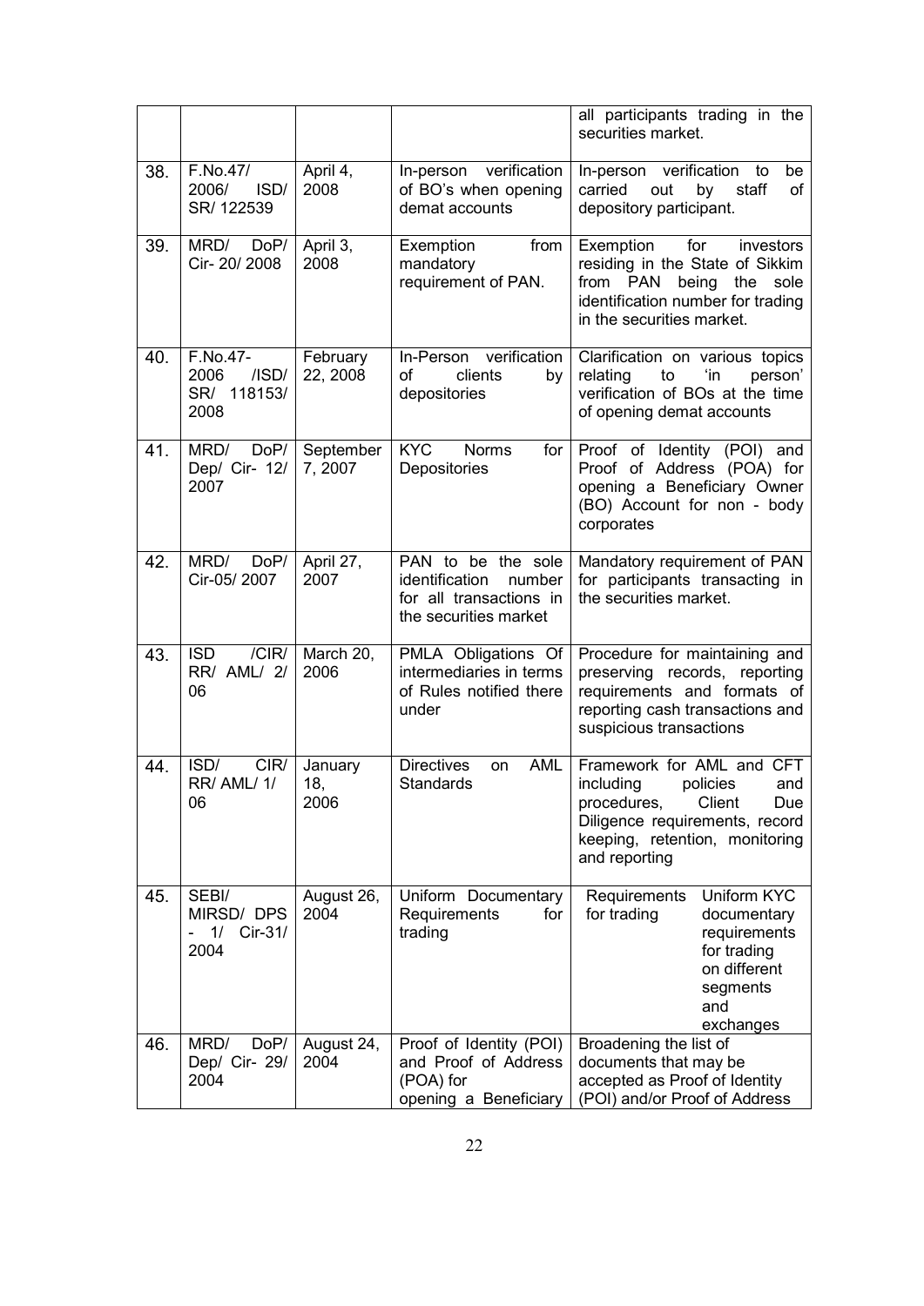| | | | | |
|---|---|---|---|---|
| | | | | all participants trading in the securities market. |
| 38. | F.No.47/ 2006/ ISD/ SR/ 122539 | April 4, 2008 | In-person verification of BO's when opening demat accounts | In-person verification to be carried out by staff of depository participant. |
| 39. | MRD/ DoP/ Cir- 20/ 2008 | April 3, 2008 | Exemption from mandatory requirement of PAN. | Exemption for investors residing in the State of Sikkim from PAN being the sole identification number for trading in the securities market. |
| 40. | F.No.47- 2006 /ISD/ SR/ 118153/ 2008 | February 22, 2008 | In-Person verification of clients by depositories | Clarification on various topics relating to 'in person' verification of BOs at the time of opening demat accounts |
| 41. | MRD/ DoP/ Dep/ Cir- 12/ 2007 | September 7, 2007 | KYC Norms for Depositories | Proof of Identity (POI) and Proof of Address (POA) for opening a Beneficiary Owner (BO) Account for non - body corporates |
| 42. | MRD/ DoP/ Cir-05/ 2007 | April 27, 2007 | PAN to be the sole identification number for all transactions in the securities market | Mandatory requirement of PAN for participants transacting in the securities market. |
| 43. | ISD /CIR/ RR/ AML/ 2/ 06 | March 20, 2006 | PMLA Obligations Of intermediaries in terms of Rules notified there under | Procedure for maintaining and preserving records, reporting requirements and formats of reporting cash transactions and suspicious transactions |
| 44. | ISD/ CIR/ RR/ AML/ 1/ 06 | January 18, 2006 | Directives on AML Standards | Framework for AML and CFT including policies and procedures, Client Due Diligence requirements, record keeping, retention, monitoring and reporting |
| 45. | SEBI/ MIRSD/ DPS - 1/ Cir-31/ 2004 | August 26, 2004 | Uniform Documentary Requirements for trading | Requirements for trading Uniform KYC documentary requirements for trading on different segments and exchanges |
| 46. | MRD/ DoP/ Dep/ Cir- 29/ 2004 | August 24, 2004 | Proof of Identity (POI) and Proof of Address (POA) for opening a Beneficiary | Broadening the list of documents that may be accepted as Proof of Identity (POI) and/or Proof of Address |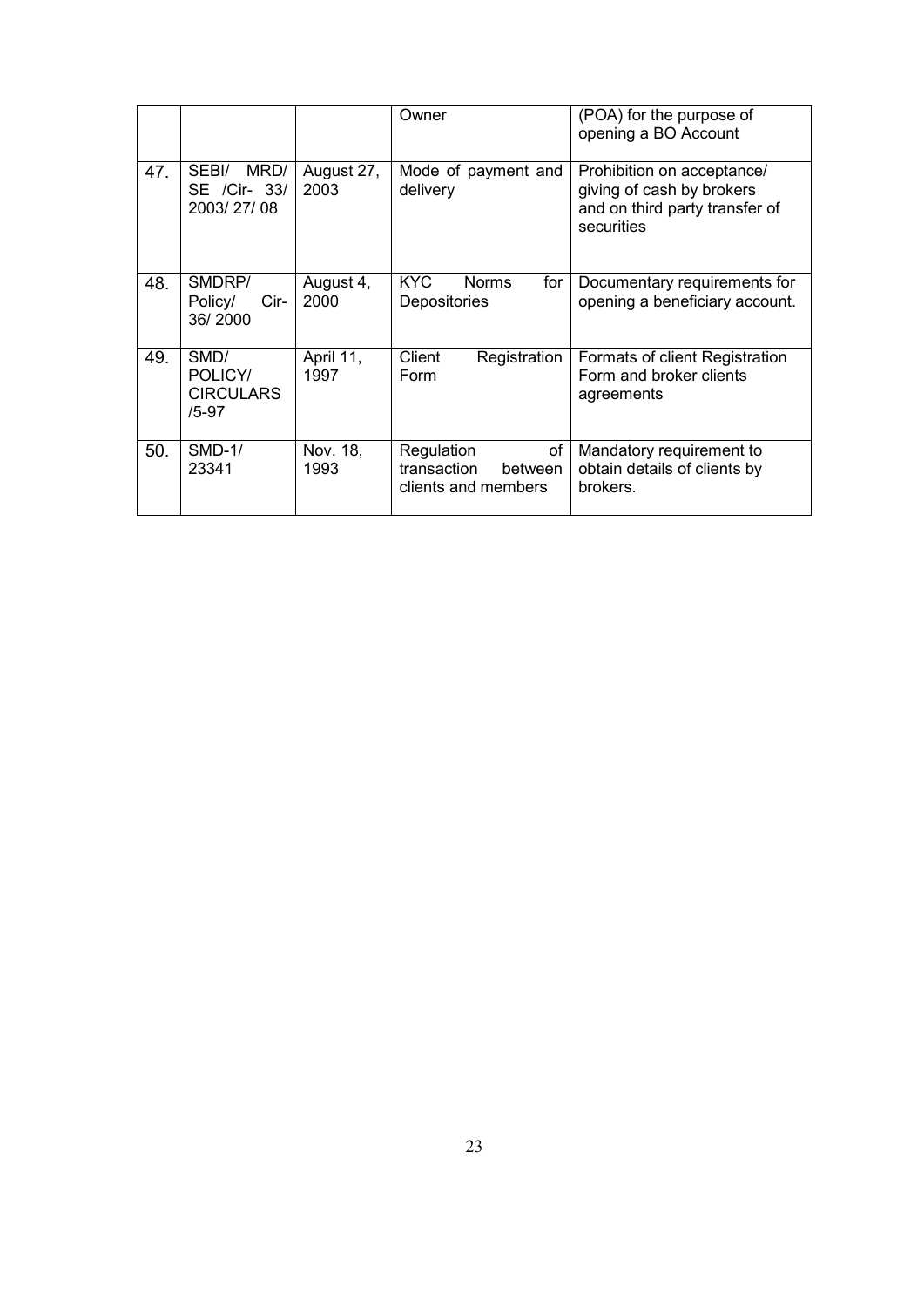| | | | | |
|---|---|---|---|---|
| | | | Owner | (POA) for the purpose of opening a BO Account |
| 47. | SEBI/ MRD/ SE /Cir- 33/ 2003/ 27/ 08 | August 27, 2003 | Mode of payment and delivery | Prohibition on acceptance/ giving of cash by brokers and on third party transfer of securities |
| 48. | SMDRP/ Policy/ Cir- 36/ 2000 | August 4, 2000 | KYC Norms for Depositories | Documentary requirements for opening a beneficiary account. |
| 49. | SMD/ POLICY/ CIRCULARS /5-97 | April 11, 1997 | Client Registration Form | Formats of client Registration Form and broker clients agreements |
| 50. | SMD-1/ 23341 | Nov. 18, 1993 | Regulation of transaction between clients and members | Mandatory requirement to obtain details of clients by brokers. |